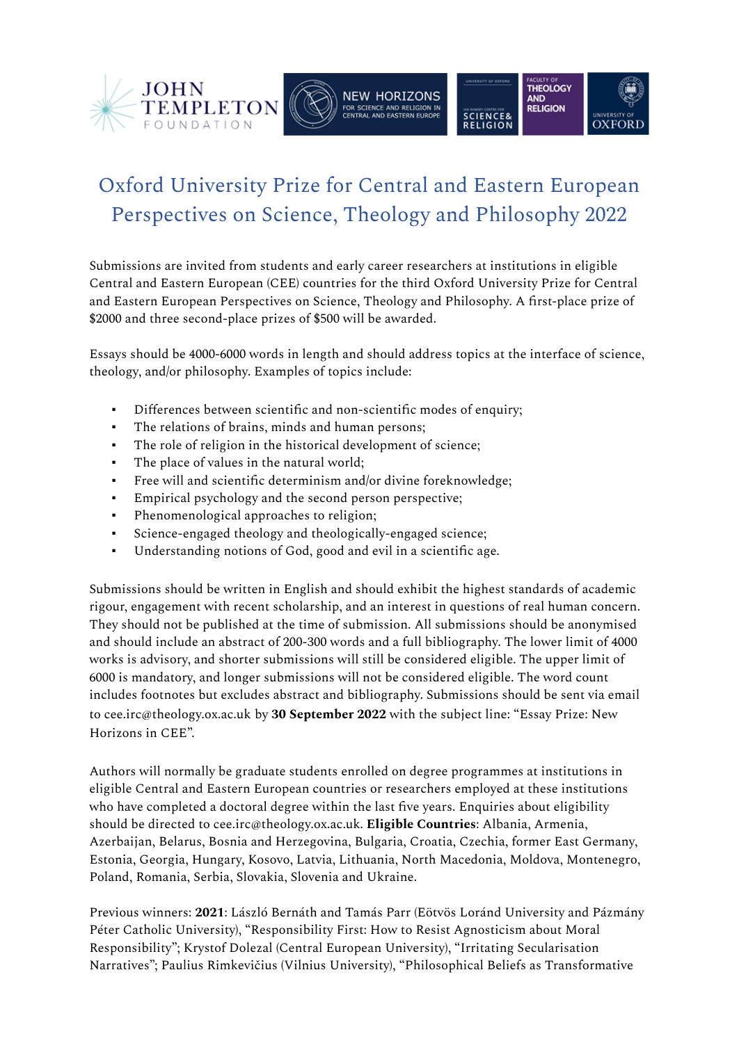# Oxford University Prize for Central and Eastern European Perspectives on Science, Theology and Philosophy 2022

Submissions are invited from students and early career researchers at institutions in eligible Central and Eastern European (CEE) countries for the third Oxford University Prize for Central and Eastern European Perspectives on Science, Theology and Philosophy. A first-place prize of $2000 and three second-place prizes of $500 will be awarded.

Essays should be 4000-6000 words in length and should address topics at the interface of science, theology, and/or philosophy. Examples of topics include:

- Differences between scientific and non-scientific modes of enquiry;
- The relations of brains, minds and human persons;
- The role of religion in the historical development of science;
- The place of values in the natural world;
- Free will and scientific determinism and/or divine foreknowledge;
- Empirical psychology and the second person perspective;
- Phenomenological approaches to religion;
- Science-engaged theology and theologically-engaged science;
- Understanding notions of God, good and evil in a scientific age.

Submissions should be written in English and should exhibit the highest standards of academic rigour, engagement with recent scholarship, and an interest in questions of real human concern. They should not be published at the time of submission. All submissions should be anonymised and should include an abstract of 200-300 words and a full bibliography. The lower limit of 4000 works is advisory, and shorter submissions will still be considered eligible. The upper limit of 6000 is mandatory, and longer submissions will not be considered eligible. The word count includes footnotes but excludes abstract and bibliography. Submissions should be sent via email to cee.irc@theology.ox.ac.uk by **30 September 2022** with the subject line: "Essay Prize: New Horizons in CEE".

Authors will normally be graduate students enrolled on degree programmes at institutions in eligible Central and Eastern European countries or researchers employed at these institutions who have completed a doctoral degree within the last five years. Enquiries about eligibility should be directed to cee.irc@theology.ox.ac.uk. **Eligible Countries**: Albania, Armenia, Azerbaijan, Belarus, Bosnia and Herzegovina, Bulgaria, Croatia, Czechia, former East Germany, Estonia, Georgia, Hungary, Kosovo, Latvia, Lithuania, North Macedonia, Moldova, Montenegro, Poland, Romania, Serbia, Slovakia, Slovenia and Ukraine.

Previous winners: **2021**: László Bernáth and Tamás Parr (Eötvös Loránd University and Pázmány Péter Catholic University), "Responsibility First: How to Resist Agnosticism about Moral Responsibility"; Krystof Dolezal (Central European University), "Irritating Secularisation Narratives"; Paulius Rimkevičius (Vilnius University), "Philosophical Beliefs as Transformative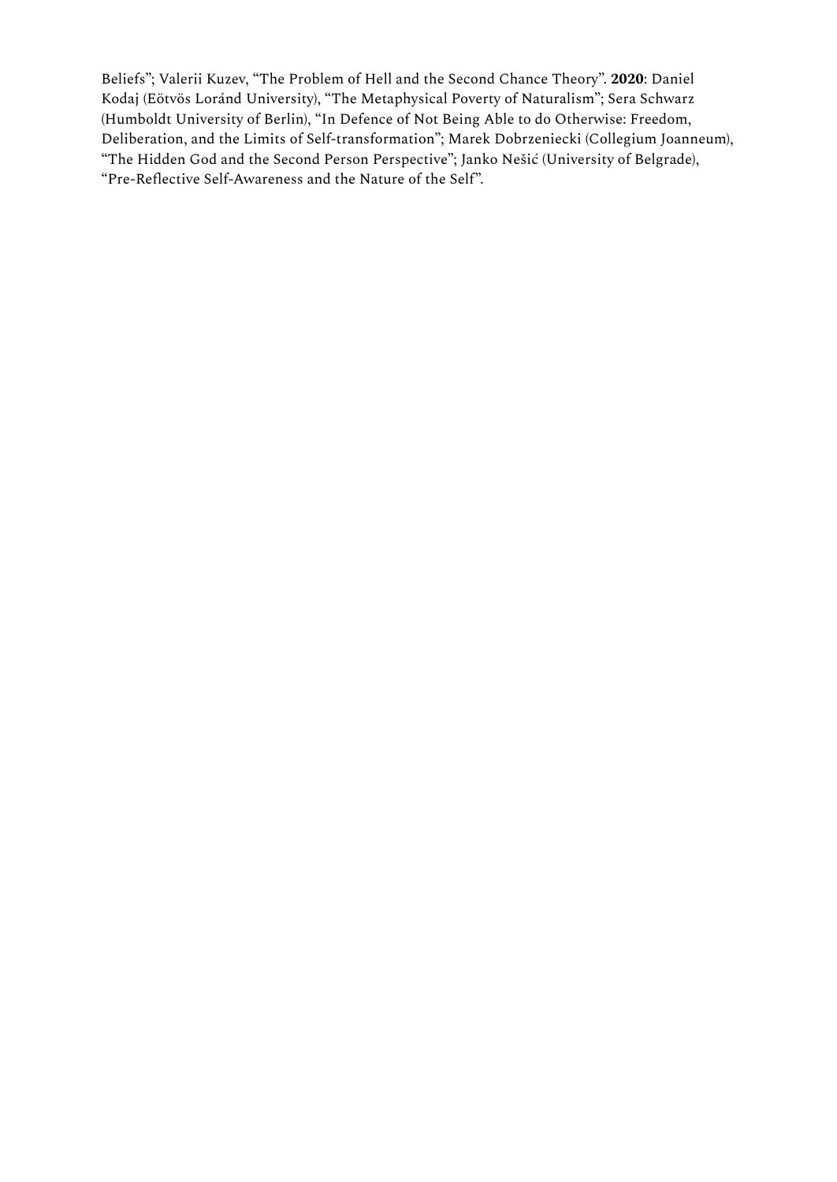Beliefs"; Valerii Kuzev, "The Problem of Hell and the Second Chance Theory". **2020**: Daniel Kodaj (Eötvös Loránd University), "The Metaphysical Poverty of Naturalism"; Sera Schwarz (Humboldt University of Berlin), "In Defence of Not Being Able to do Otherwise: Freedom, Deliberation, and the Limits of Self-transformation"; Marek Dobrzeniecki (Collegium Joanneum), "The Hidden God and the Second Person Perspective"; Janko Nešić (University of Belgrade), "Pre-Reflective Self-Awareness and the Nature of the Self".